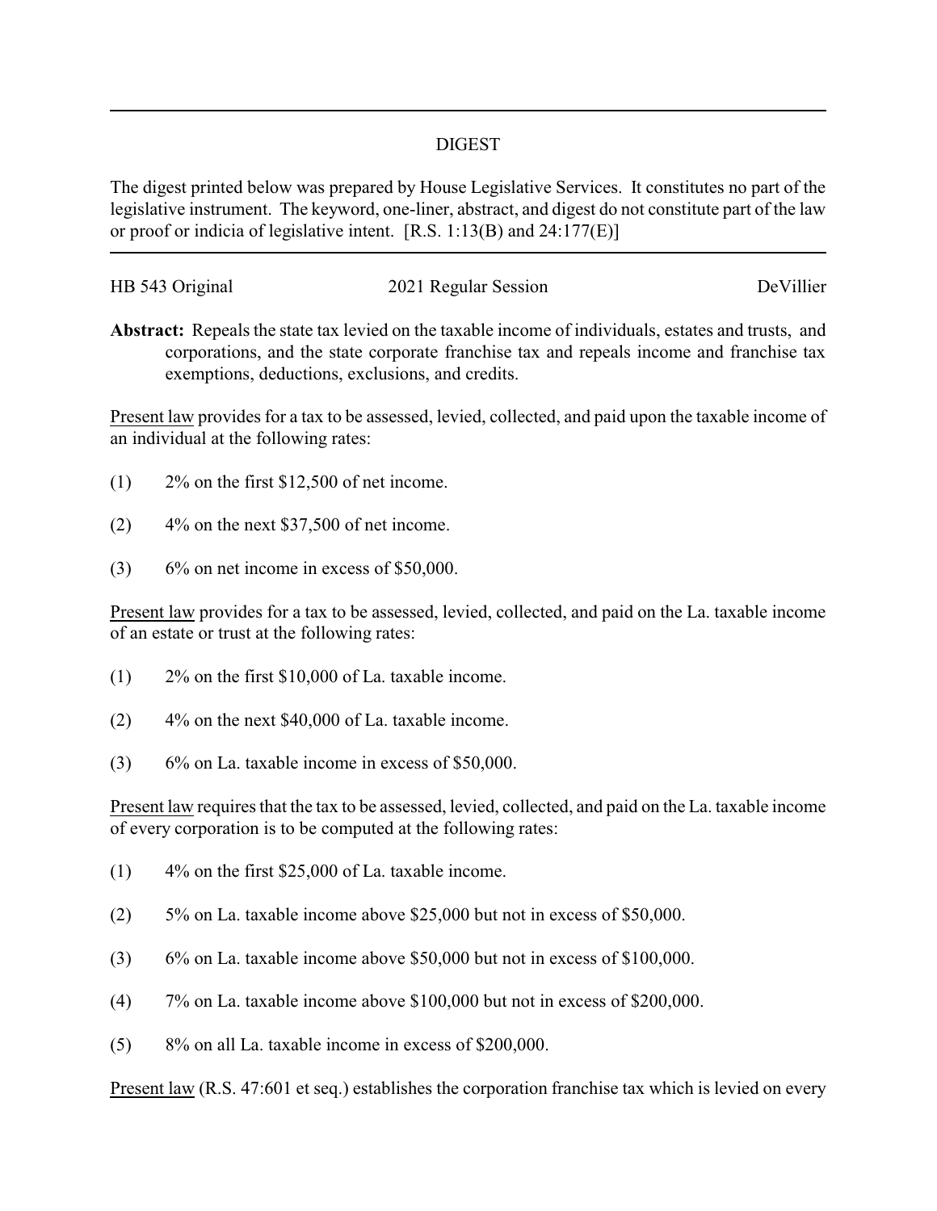# DIGEST

The digest printed below was prepared by House Legislative Services. It constitutes no part of the legislative instrument. The keyword, one-liner, abstract, and digest do not constitute part of the law or proof or indicia of legislative intent. [R.S. 1:13(B) and 24:177(E)]

---

HB 543 Original 2021 Regular Session DeVillier

**Abstract:** Repeals the state tax levied on the taxable income of individuals, estates and trusts, and corporations, and the state corporate franchise tax and repeals income and franchise tax exemptions, deductions, exclusions, and credits.

Present law provides for a tax to be assessed, levied, collected, and paid upon the taxable income of an individual at the following rates:

(1) 2% on the first $12,500 of net income.

(2) 4% on the next $37,500 of net income.

(3) 6% on net income in excess of $50,000.

Present law provides for a tax to be assessed, levied, collected, and paid on the La. taxable income of an estate or trust at the following rates:

(1) 2% on the first $10,000 of La. taxable income.

(2) 4% on the next $40,000 of La. taxable income.

(3) 6% on La. taxable income in excess of $50,000.

Present law requires that the tax to be assessed, levied, collected, and paid on the La. taxable income of every corporation is to be computed at the following rates:

(1) 4% on the first $25,000 of La. taxable income.

(2) 5% on La. taxable income above $25,000 but not in excess of $50,000.

(3) 6% on La. taxable income above $50,000 but not in excess of $100,000.

(4) 7% on La. taxable income above $100,000 but not in excess of $200,000.

(5) 8% on all La. taxable income in excess of $200,000.

Present law (R.S. 47:601 et seq.) establishes the corporation franchise tax which is levied on every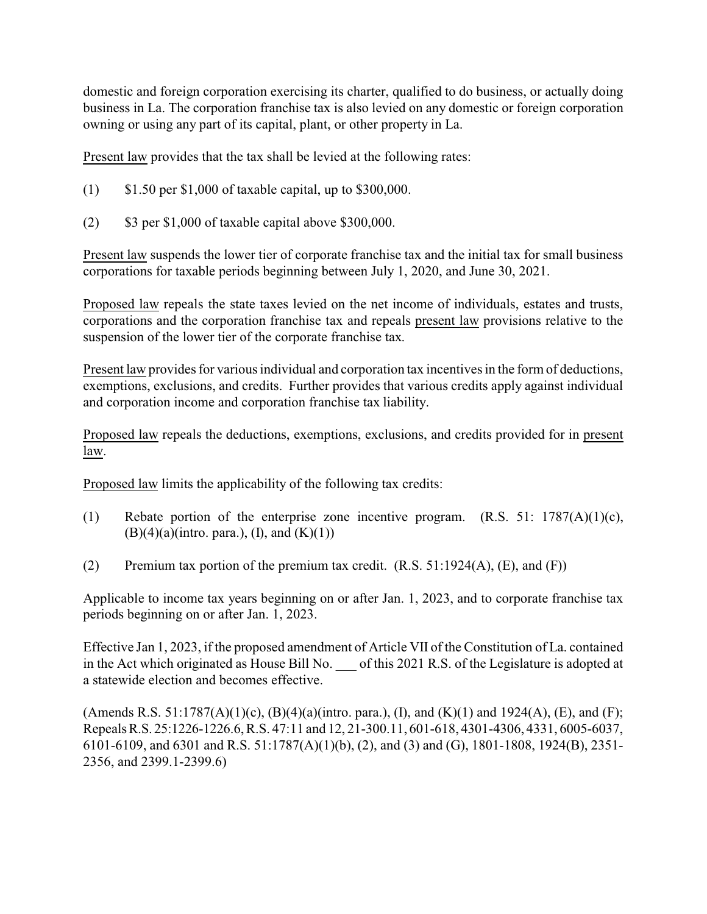domestic and foreign corporation exercising its charter, qualified to do business, or actually doing business in La. The corporation franchise tax is also levied on any domestic or foreign corporation owning or using any part of its capital, plant, or other property in La.

Present law provides that the tax shall be levied at the following rates:

(1) $1.50 per $1,000 of taxable capital, up to $300,000.

(2) $3 per $1,000 of taxable capital above $300,000.

Present law suspends the lower tier of corporate franchise tax and the initial tax for small business corporations for taxable periods beginning between July 1, 2020, and June 30, 2021.

Proposed law repeals the state taxes levied on the net income of individuals, estates and trusts, corporations and the corporation franchise tax and repeals present law provisions relative to the suspension of the lower tier of the corporate franchise tax.

Present law provides for various individual and corporation tax incentives in the form of deductions, exemptions, exclusions, and credits. Further provides that various credits apply against individual and corporation income and corporation franchise tax liability.

Proposed law repeals the deductions, exemptions, exclusions, and credits provided for in present law.

Proposed law limits the applicability of the following tax credits:

(1) Rebate portion of the enterprise zone incentive program. (R.S. 51: 1787(A)(1)(c), (B)(4)(a)(intro. para.), (I), and (K)(1))

(2) Premium tax portion of the premium tax credit. (R.S. 51:1924(A), (E), and (F))

Applicable to income tax years beginning on or after Jan. 1, 2023, and to corporate franchise tax periods beginning on or after Jan. 1, 2023.

Effective Jan 1, 2023, if the proposed amendment of Article VII of the Constitution of La. contained in the Act which originated as House Bill No. ___ of this 2021 R.S. of the Legislature is adopted at a statewide election and becomes effective.

(Amends R.S. 51:1787(A)(1)(c), (B)(4)(a)(intro. para.), (I), and (K)(1) and 1924(A), (E), and (F); Repeals R.S. 25:1226-1226.6, R.S. 47:11 and 12, 21-300.11, 601-618, 4301-4306, 4331, 6005-6037, 6101-6109, and 6301 and R.S. 51:1787(A)(1)(b), (2), and (3) and (G), 1801-1808, 1924(B), 2351-2356, and 2399.1-2399.6)